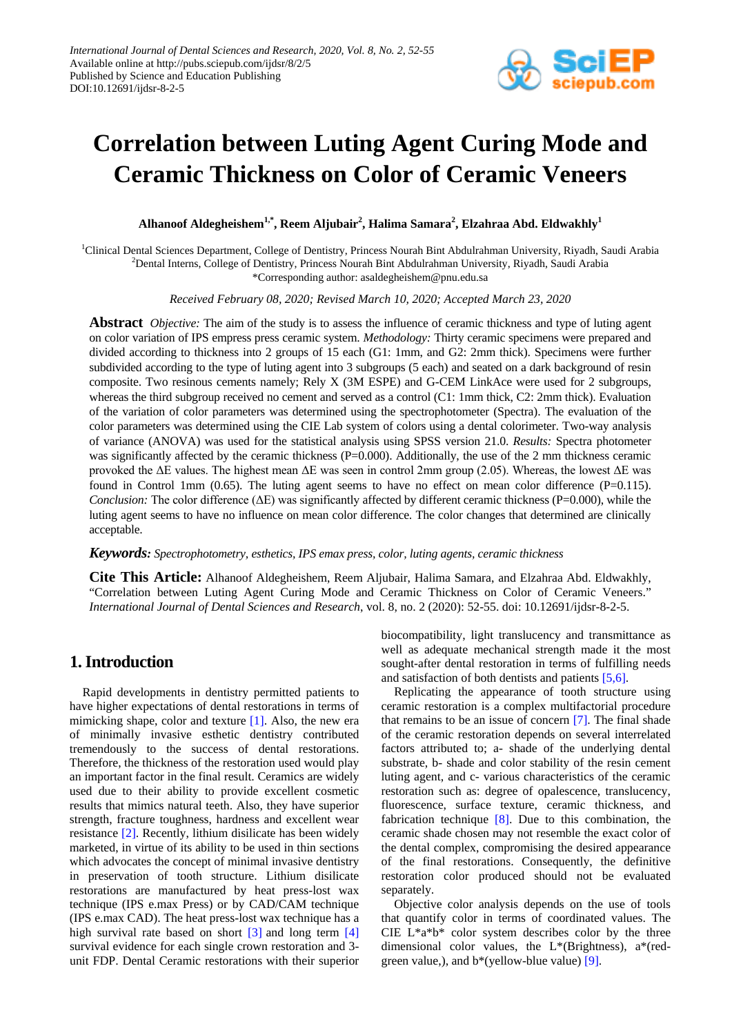# Correlation between Luting Agent Curing Mode and Ceramic Thickness on Color of Ceramic Veneers

**Alhanoof Aldegheishem[1,*], Reem Aljubair[2], Halima Samara[2], Elzahraa Abd. Eldwakhly[1]**

[1]Clinical Dental Sciences Department, College of Dentistry, Princess Nourah Bint Abdulrahman University, Riyadh, Saudi Arabia
[2]Dental Interns, College of Dentistry, Princess Nourah Bint Abdulrahman University, Riyadh, Saudi Arabia
*Corresponding author: asaldegheishem@pnu.edu.sa

*Received February 08, 2020; Revised March 10, 2020; Accepted March 23, 2020*

**Abstract** *Objective:* The aim of the study is to assess the influence of ceramic thickness and type of luting agent on color variation of IPS empress press ceramic system. *Methodology:* Thirty ceramic specimens were prepared and divided according to thickness into 2 groups of 15 each (G1: 1mm, and G2: 2mm thick). Specimens were further subdivided according to the type of luting agent into 3 subgroups (5 each) and seated on a dark background of resin composite. Two resinous cements namely; Rely X (3M ESPE) and G-CEM LinkAce were used for 2 subgroups, whereas the third subgroup received no cement and served as a control (C1: 1mm thick, C2: 2mm thick). Evaluation of the variation of color parameters was determined using the spectrophotometer (Spectra). The evaluation of the color parameters was determined using the CIE Lab system of colors using a dental colorimeter. Two-way analysis of variance (ANOVA) was used for the statistical analysis using SPSS version 21.0. *Results:* Spectra photometer was significantly affected by the ceramic thickness (P=0.000). Additionally, the use of the 2 mm thickness ceramic provoked the ΔE values. The highest mean ΔE was seen in control 2mm group (2.05). Whereas, the lowest ΔE was found in Control 1mm (0.65). The luting agent seems to have no effect on mean color difference (P=0.115). *Conclusion:* The color difference (ΔE) was significantly affected by different ceramic thickness (P=0.000), while the luting agent seems to have no influence on mean color difference. The color changes that determined are clinically acceptable.

***Keywords:*** *Spectrophotometry, esthetics, IPS emax press, color, luting agents, ceramic thickness*

**Cite This Article:** Alhanoof Aldegheishem, Reem Aljubair, Halima Samara, and Elzahraa Abd. Eldwakhly, "Correlation between Luting Agent Curing Mode and Ceramic Thickness on Color of Ceramic Veneers." *International Journal of Dental Sciences and Research*, vol. 8, no. 2 (2020): 52-55. doi: 10.12691/ijdsr-8-2-5.

## 1. Introduction

Rapid developments in dentistry permitted patients to have higher expectations of dental restorations in terms of mimicking shape, color and texture [1]. Also, the new era of minimally invasive esthetic dentistry contributed tremendously to the success of dental restorations. Therefore, the thickness of the restoration used would play an important factor in the final result. Ceramics are widely used due to their ability to provide excellent cosmetic results that mimics natural teeth. Also, they have superior strength, fracture toughness, hardness and excellent wear resistance [2]. Recently, lithium disilicate has been widely marketed, in virtue of its ability to be used in thin sections which advocates the concept of minimal invasive dentistry in preservation of tooth structure. Lithium disilicate restorations are manufactured by heat press-lost wax technique (IPS e.max Press) or by CAD/CAM technique (IPS e.max CAD). The heat press-lost wax technique has a high survival rate based on short [3] and long term [4] survival evidence for each single crown restoration and 3-unit FDP. Dental Ceramic restorations with their superior biocompatibility, light translucency and transmittance as well as adequate mechanical strength made it the most sought-after dental restoration in terms of fulfilling needs and satisfaction of both dentists and patients [5,6].

Replicating the appearance of tooth structure using ceramic restoration is a complex multifactorial procedure that remains to be an issue of concern [7]. The final shade of the ceramic restoration depends on several interrelated factors attributed to; a- shade of the underlying dental substrate, b- shade and color stability of the resin cement luting agent, and c- various characteristics of the ceramic restoration such as: degree of opalescence, translucency, fluorescence, surface texture, ceramic thickness, and fabrication technique [8]. Due to this combination, the ceramic shade chosen may not resemble the exact color of the dental complex, compromising the desired appearance of the final restorations. Consequently, the definitive restoration color produced should not be evaluated separately.

Objective color analysis depends on the use of tools that quantify color in terms of coordinated values. The CIE L\*a\*b\* color system describes color by the three dimensional color values, the L\*(Brightness), a\*(red-green value,), and b\*(yellow-blue value) [9].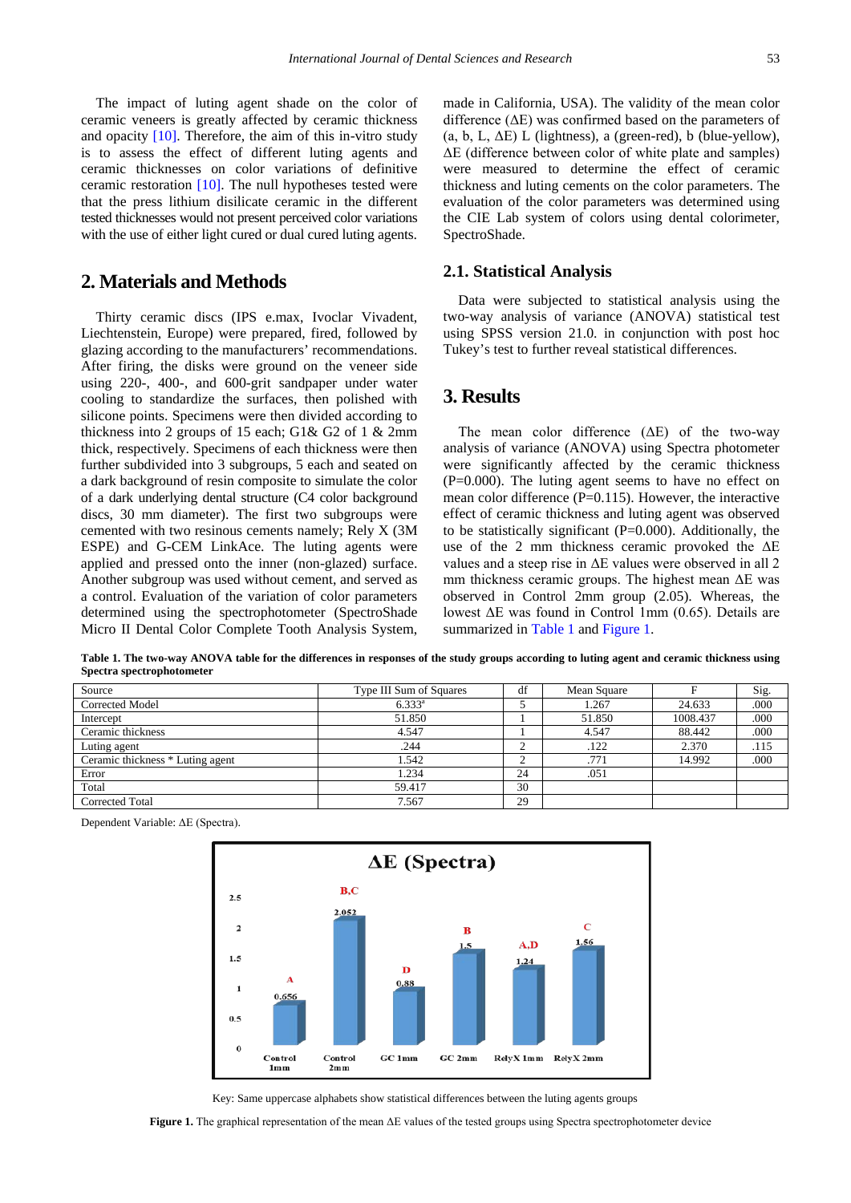The impact of luting agent shade on the color of ceramic veneers is greatly affected by ceramic thickness and opacity [10]. Therefore, the aim of this in-vitro study is to assess the effect of different luting agents and ceramic thicknesses on color variations of definitive ceramic restoration [10]. The null hypotheses tested were that the press lithium disilicate ceramic in the different tested thicknesses would not present perceived color variations with the use of either light cured or dual cured luting agents.

## 2. Materials and Methods

Thirty ceramic discs (IPS e.max, Ivoclar Vivadent, Liechtenstein, Europe) were prepared, fired, followed by glazing according to the manufacturers' recommendations. After firing, the disks were ground on the veneer side using 220-, 400-, and 600-grit sandpaper under water cooling to standardize the surfaces, then polished with silicone points. Specimens were then divided according to thickness into 2 groups of 15 each; G1& G2 of 1 & 2mm thick, respectively. Specimens of each thickness were then further subdivided into 3 subgroups, 5 each and seated on a dark background of resin composite to simulate the color of a dark underlying dental structure (C4 color background discs, 30 mm diameter). The first two subgroups were cemented with two resinous cements namely; Rely X (3M ESPE) and G-CEM LinkAce. The luting agents were applied and pressed onto the inner (non-glazed) surface. Another subgroup was used without cement, and served as a control. Evaluation of the variation of color parameters determined using the spectrophotometer (SpectroShade Micro II Dental Color Complete Tooth Analysis System, made in California, USA). The validity of the mean color difference (ΔE) was confirmed based on the parameters of (a, b, L, ΔE) L (lightness), a (green-red), b (blue-yellow), ΔE (difference between color of white plate and samples) were measured to determine the effect of ceramic thickness and luting cements on the color parameters. The evaluation of the color parameters was determined using the CIE Lab system of colors using dental colorimeter, SpectroShade.

### 2.1. Statistical Analysis

Data were subjected to statistical analysis using the two-way analysis of variance (ANOVA) statistical test using SPSS version 21.0. in conjunction with post hoc Tukey's test to further reveal statistical differences.

## 3. Results

The mean color difference (ΔE) of the two-way analysis of variance (ANOVA) using Spectra photometer were significantly affected by the ceramic thickness (P=0.000). The luting agent seems to have no effect on mean color difference (P=0.115). However, the interactive effect of ceramic thickness and luting agent was observed to be statistically significant (P=0.000). Additionally, the use of the 2 mm thickness ceramic provoked the ΔE values and a steep rise in ΔE values were observed in all 2 mm thickness ceramic groups. The highest mean ΔE was observed in Control 2mm group (2.05). Whereas, the lowest ΔE was found in Control 1mm (0.65). Details are summarized in Table 1 and Figure 1.

**Table 1. The two-way ANOVA table for the differences in responses of the study groups according to luting agent and ceramic thickness using Spectra spectrophotometer**

| Source | Type III Sum of Squares | df | Mean Square | F | Sig. |
|---|---|---|---|---|---|
| Corrected Model | 6.333[a] | 5 | 1.267 | 24.633 | .000 |
| Intercept | 51.850 | 1 | 51.850 | 1008.437 | .000 |
| Ceramic thickness | 4.547 | 1 | 4.547 | 88.442 | .000 |
| Luting agent | .244 | 2 | .122 | 2.370 | .115 |
| Ceramic thickness * Luting agent | 1.542 | 2 | .771 | 14.992 | .000 |
| Error | 1.234 | 24 | .051 | | |
| Total | 59.417 | 30 | | | |
| Corrected Total | 7.567 | 29 | | | |

Dependent Variable: ΔE (Spectra).

Key: Same uppercase alphabets show statistical differences between the luting agents groups

**Figure 1.** The graphical representation of the mean ΔE values of the tested groups using Spectra spectrophotometer device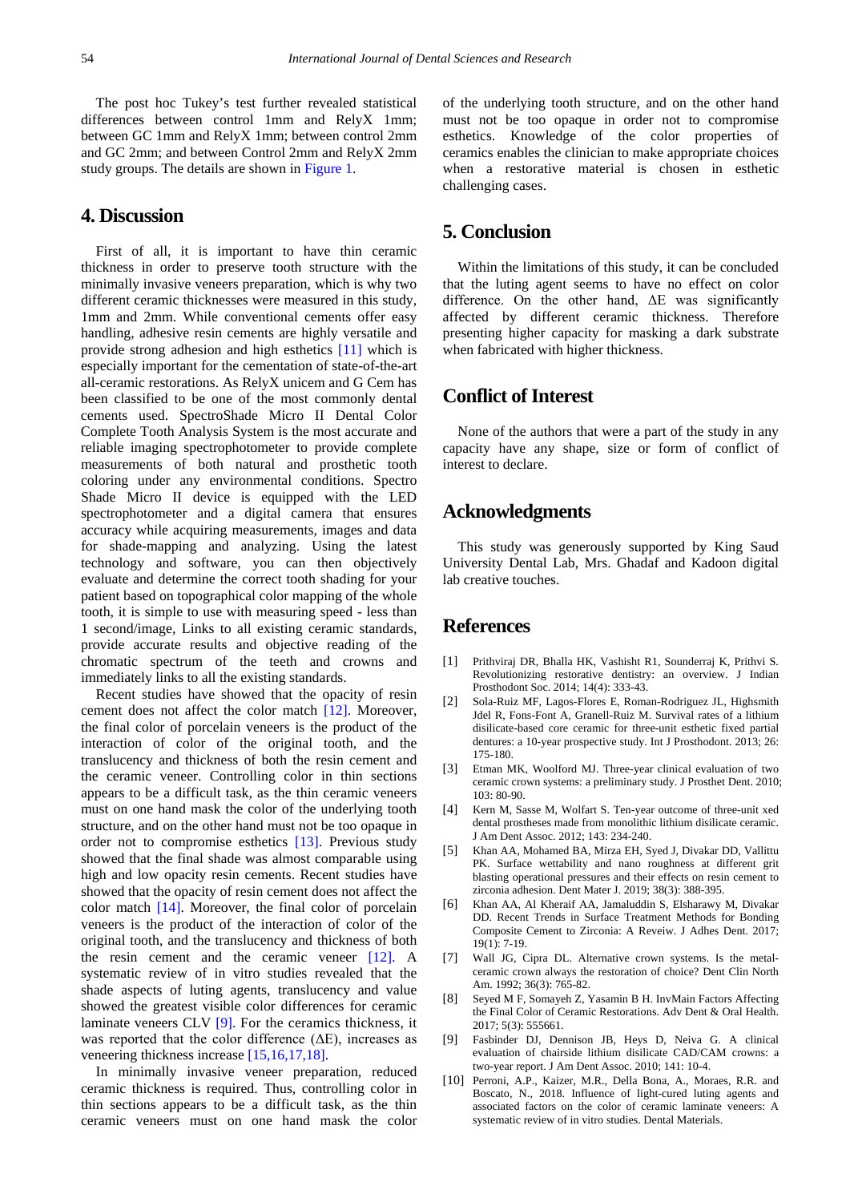The post hoc Tukey's test further revealed statistical differences between control 1mm and RelyX 1mm; between GC 1mm and RelyX 1mm; between control 2mm and GC 2mm; and between Control 2mm and RelyX 2mm study groups. The details are shown in Figure 1.

## 4. Discussion

First of all, it is important to have thin ceramic thickness in order to preserve tooth structure with the minimally invasive veneers preparation, which is why two different ceramic thicknesses were measured in this study, 1mm and 2mm. While conventional cements offer easy handling, adhesive resin cements are highly versatile and provide strong adhesion and high esthetics [11] which is especially important for the cementation of state-of-the-art all-ceramic restorations. As RelyX unicem and G Cem has been classified to be one of the most commonly dental cements used. SpectroShade Micro II Dental Color Complete Tooth Analysis System is the most accurate and reliable imaging spectrophotometer to provide complete measurements of both natural and prosthetic tooth coloring under any environmental conditions. Spectro Shade Micro II device is equipped with the LED spectrophotometer and a digital camera that ensures accuracy while acquiring measurements, images and data for shade-mapping and analyzing. Using the latest technology and software, you can then objectively evaluate and determine the correct tooth shading for your patient based on topographical color mapping of the whole tooth, it is simple to use with measuring speed - less than 1 second/image, Links to all existing ceramic standards, provide accurate results and objective reading of the chromatic spectrum of the teeth and crowns and immediately links to all the existing standards.

Recent studies have showed that the opacity of resin cement does not affect the color match [12]. Moreover, the final color of porcelain veneers is the product of the interaction of color of the original tooth, and the translucency and thickness of both the resin cement and the ceramic veneer. Controlling color in thin sections appears to be a difficult task, as the thin ceramic veneers must on one hand mask the color of the underlying tooth structure, and on the other hand must not be too opaque in order not to compromise esthetics [13]. Previous study showed that the final shade was almost comparable using high and low opacity resin cements. Recent studies have showed that the opacity of resin cement does not affect the color match [14]. Moreover, the final color of porcelain veneers is the product of the interaction of color of the original tooth, and the translucency and thickness of both the resin cement and the ceramic veneer [12]. A systematic review of in vitro studies revealed that the shade aspects of luting agents, translucency and value showed the greatest visible color differences for ceramic laminate veneers CLV [9]. For the ceramics thickness, it was reported that the color difference (ΔE), increases as veneering thickness increase [15,16,17,18].

In minimally invasive veneer preparation, reduced ceramic thickness is required. Thus, controlling color in thin sections appears to be a difficult task, as the thin ceramic veneers must on one hand mask the color of the underlying tooth structure, and on the other hand must not be too opaque in order not to compromise esthetics. Knowledge of the color properties of ceramics enables the clinician to make appropriate choices when a restorative material is chosen in esthetic challenging cases.

## 5. Conclusion

Within the limitations of this study, it can be concluded that the luting agent seems to have no effect on color difference. On the other hand, ΔE was significantly affected by different ceramic thickness. Therefore presenting higher capacity for masking a dark substrate when fabricated with higher thickness.

## Conflict of Interest

None of the authors that were a part of the study in any capacity have any shape, size or form of conflict of interest to declare.

## Acknowledgments

This study was generously supported by King Saud University Dental Lab, Mrs. Ghadaf and Kadoon digital lab creative touches.

## References

[1] Prithviraj DR, Bhalla HK, Vashisht R1, Sounderraj K, Prithvi S. Revolutionizing restorative dentistry: an overview. J Indian Prosthodont Soc. 2014; 14(4): 333-43.

[2] Sola-Ruiz MF, Lagos-Flores E, Roman-Rodriguez JL, Highsmith Jdel R, Fons-Font A, Granell-Ruiz M. Survival rates of a lithium disilicate-based core ceramic for three-unit esthetic fixed partial dentures: a 10-year prospective study. Int J Prosthodont. 2013; 26: 175-180.

[3] Etman MK, Woolford MJ. Three-year clinical evaluation of two ceramic crown systems: a preliminary study. J Prosthet Dent. 2010; 103: 80-90.

[4] Kern M, Sasse M, Wolfart S. Ten-year outcome of three-unit xed dental prostheses made from monolithic lithium disilicate ceramic. J Am Dent Assoc. 2012; 143: 234-240.

[5] Khan AA, Mohamed BA, Mirza EH, Syed J, Divakar DD, Vallittu PK. Surface wettability and nano roughness at different grit blasting operational pressures and their effects on resin cement to zirconia adhesion. Dent Mater J. 2019; 38(3): 388-395.

[6] Khan AA, Al Kheraif AA, Jamaluddin S, Elsharawy M, Divakar DD. Recent Trends in Surface Treatment Methods for Bonding Composite Cement to Zirconia: A Reveiw. J Adhes Dent. 2017; 19(1): 7-19.

[7] Wall JG, Cipra DL. Alternative crown systems. Is the metal-ceramic crown always the restoration of choice? Dent Clin North Am. 1992; 36(3): 765-82.

[8] Seyed M F, Somayeh Z, Yasamin B H. InvMain Factors Affecting the Final Color of Ceramic Restorations. Adv Dent & Oral Health. 2017; 5(3): 555661.

[9] Fasbinder DJ, Dennison JB, Heys D, Neiva G. A clinical evaluation of chairside lithium disilicate CAD/CAM crowns: a two-year report. J Am Dent Assoc. 2010; 141: 10-4.

[10] Perroni, A.P., Kaizer, M.R., Della Bona, A., Moraes, R.R. and Boscato, N., 2018. Influence of light-cured luting agents and associated factors on the color of ceramic laminate veneers: A systematic review of in vitro studies. Dental Materials.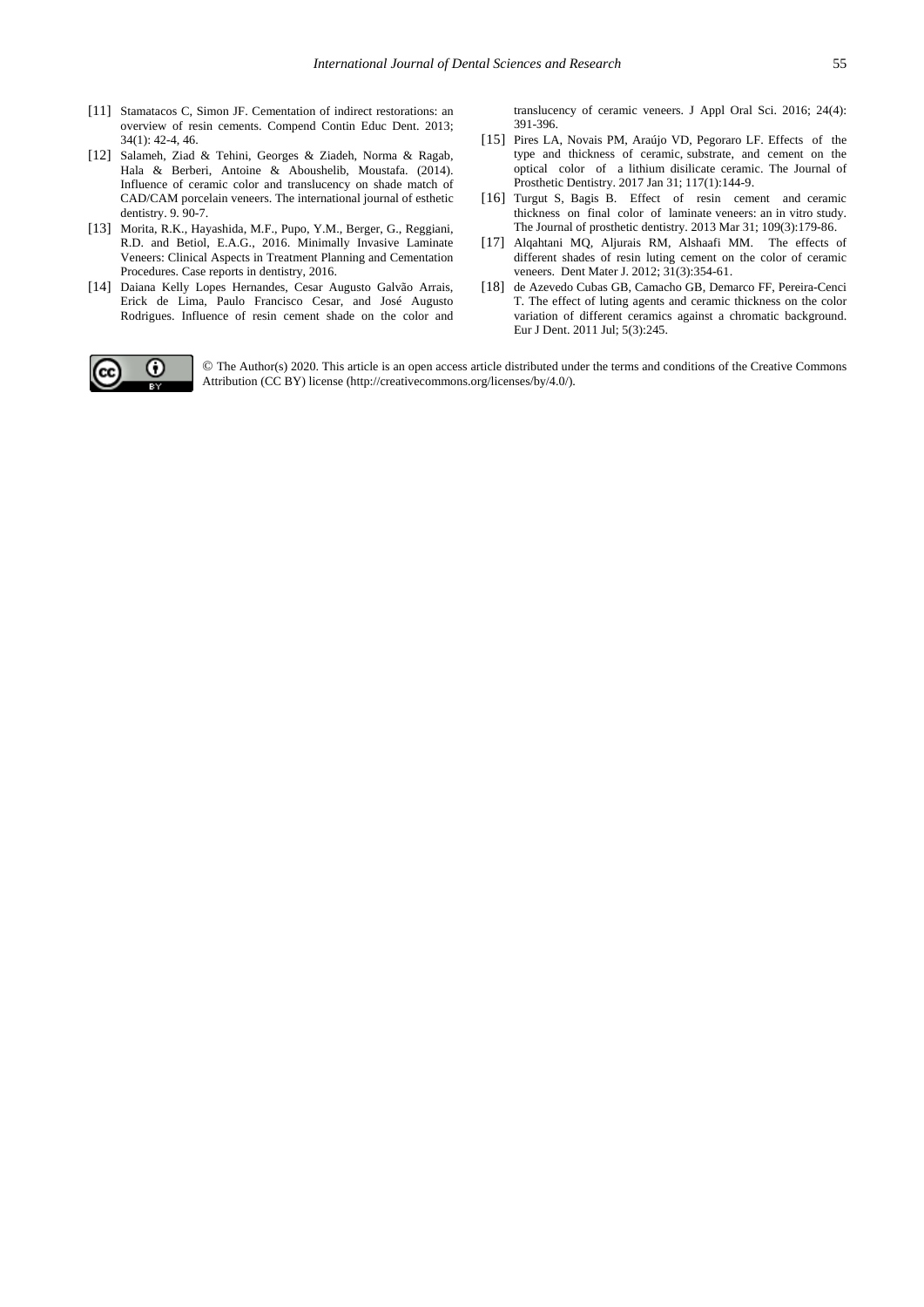[11] Stamatacos C, Simon JF. Cementation of indirect restorations: an overview of resin cements. Compend Contin Educ Dent. 2013; 34(1): 42-4, 46.

[12] Salameh, Ziad & Tehini, Georges & Ziadeh, Norma & Ragab, Hala & Berberi, Antoine & Aboushelib, Moustafa. (2014). Influence of ceramic color and translucency on shade match of CAD/CAM porcelain veneers. The international journal of esthetic dentistry. 9. 90-7.

[13] Morita, R.K., Hayashida, M.F., Pupo, Y.M., Berger, G., Reggiani, R.D. and Betiol, E.A.G., 2016. Minimally Invasive Laminate Veneers: Clinical Aspects in Treatment Planning and Cementation Procedures. Case reports in dentistry, 2016.

[14] Daiana Kelly Lopes Hernandes, Cesar Augusto Galvão Arrais, Erick de Lima, Paulo Francisco Cesar, and José Augusto Rodrigues. Influence of resin cement shade on the color and translucency of ceramic veneers. J Appl Oral Sci. 2016; 24(4): 391-396.

[15] Pires LA, Novais PM, Araújo VD, Pegoraro LF. Effects of the type and thickness of ceramic, substrate, and cement on the optical color of a lithium disilicate ceramic. The Journal of Prosthetic Dentistry. 2017 Jan 31; 117(1):144-9.

[16] Turgut S, Bagis B. Effect of resin cement and ceramic thickness on final color of laminate veneers: an in vitro study. The Journal of prosthetic dentistry. 2013 Mar 31; 109(3):179-86.

[17] Alqahtani MQ, Aljurais RM, Alshaafi MM. The effects of different shades of resin luting cement on the color of ceramic veneers. Dent Mater J. 2012; 31(3):354-61.

[18] de Azevedo Cubas GB, Camacho GB, Demarco FF, Pereira-Cenci T. The effect of luting agents and ceramic thickness on the color variation of different ceramics against a chromatic background. Eur J Dent. 2011 Jul; 5(3):245.

© The Author(s) 2020. This article is an open access article distributed under the terms and conditions of the Creative Commons Attribution (CC BY) license (http://creativecommons.org/licenses/by/4.0/).